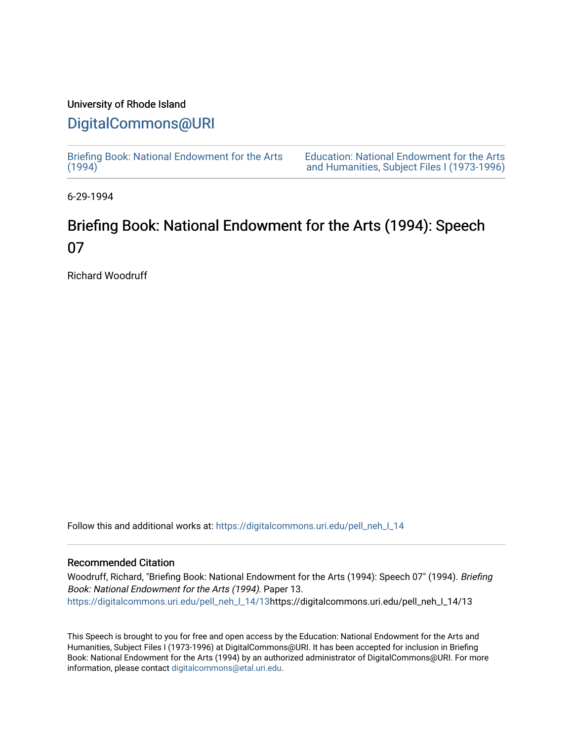University of Rhode Island

# DigitalCommons@URI

Briefing Book: National Endowment for the Arts (1994)

Education: National Endowment for the Arts and Humanities, Subject Files I (1973-1996)

6-29-1994

## Briefing Book: National Endowment for the Arts (1994): Speech 07

Richard Woodruff

Follow this and additional works at: https://digitalcommons.uri.edu/pell_neh_I_14

### Recommended Citation

Woodruff, Richard, "Briefing Book: National Endowment for the Arts (1994): Speech 07" (1994). *Briefing Book: National Endowment for the Arts (1994).* Paper 13.
https://digitalcommons.uri.edu/pell_neh_I_14/13https://digitalcommons.uri.edu/pell_neh_I_14/13

This Speech is brought to you for free and open access by the Education: National Endowment for the Arts and Humanities, Subject Files I (1973-1996) at DigitalCommons@URI. It has been accepted for inclusion in Briefing Book: National Endowment for the Arts (1994) by an authorized administrator of DigitalCommons@URI. For more information, please contact digitalcommons@etal.uri.edu.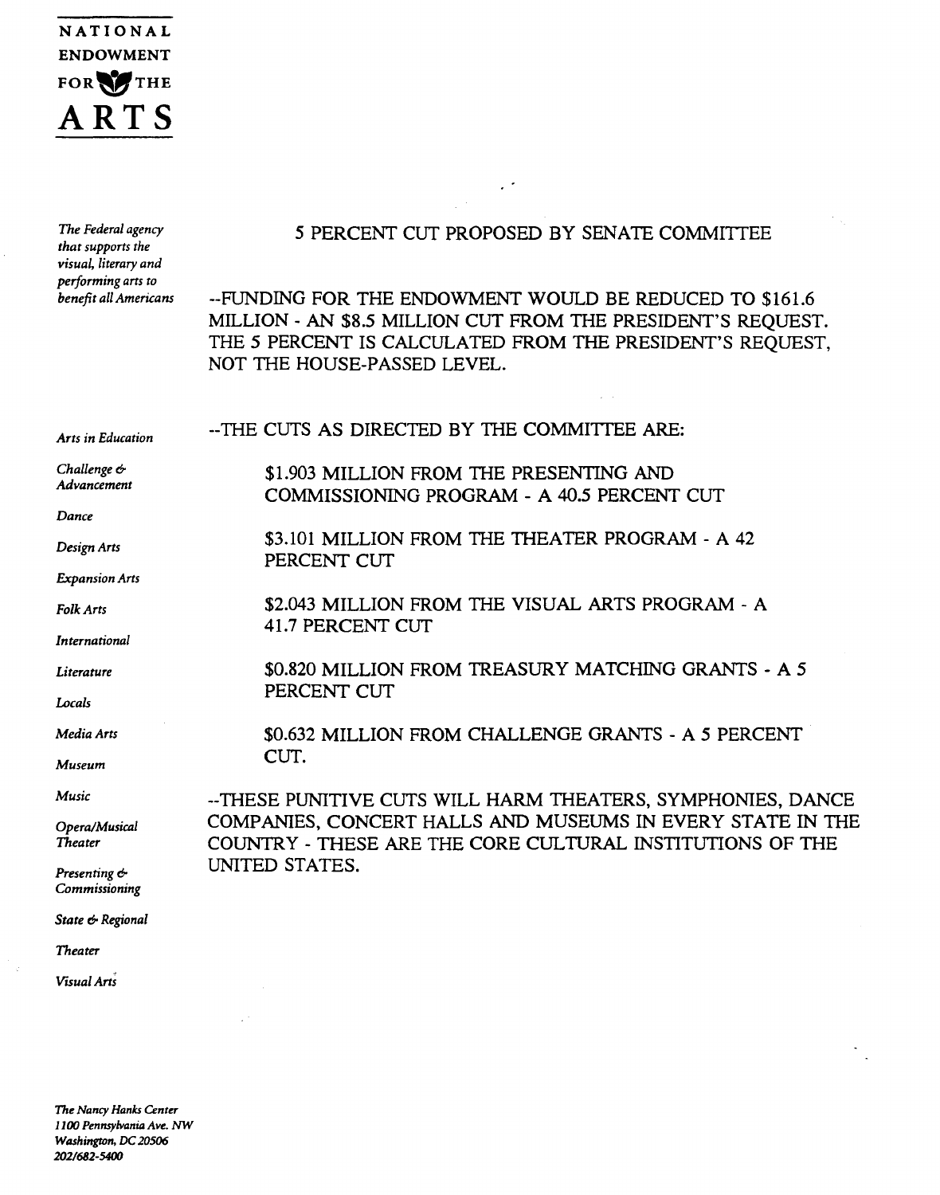# NATIONAL ENDOWMENT FOR THE ARTS

*The Federal agency that supports the visual, literary and performing arts to benefit all Americans*

*Arts in Education*
*Challenge & Advancement*
*Dance*
*Design Arts*
*Expansion Arts*
*Folk Arts*
*International*
*Literature*
*Locals*
*Media Arts*
*Museum*
*Music*
*Opera/Musical Theater*
*Presenting & Commissioning*
*State & Regional*
*Theater*
*Visual Arts*

## 5 PERCENT CUT PROPOSED BY SENATE COMMITTEE

--FUNDING FOR THE ENDOWMENT WOULD BE REDUCED TO $161.6 MILLION - AN $8.5 MILLION CUT FROM THE PRESIDENT'S REQUEST. THE 5 PERCENT IS CALCULATED FROM THE PRESIDENT'S REQUEST, NOT THE HOUSE-PASSED LEVEL.

--THE CUTS AS DIRECTED BY THE COMMITTEE ARE:

> $1.903 MILLION FROM THE PRESENTING AND COMMISSIONING PROGRAM - A 40.5 PERCENT CUT
>
> $3.101 MILLION FROM THE THEATER PROGRAM - A 42 PERCENT CUT
>
> $2.043 MILLION FROM THE VISUAL ARTS PROGRAM - A 41.7 PERCENT CUT
>
> $0.820 MILLION FROM TREASURY MATCHING GRANTS - A 5 PERCENT CUT
>
> $0.632 MILLION FROM CHALLENGE GRANTS - A 5 PERCENT CUT.

--THESE PUNITIVE CUTS WILL HARM THEATERS, SYMPHONIES, DANCE COMPANIES, CONCERT HALLS AND MUSEUMS IN EVERY STATE IN THE COUNTRY - THESE ARE THE CORE CULTURAL INSTITUTIONS OF THE UNITED STATES.

*The Nancy Hanks Center*
*1100 Pennsylvania Ave. NW*
*Washington, DC 20506*
*202/682-5400*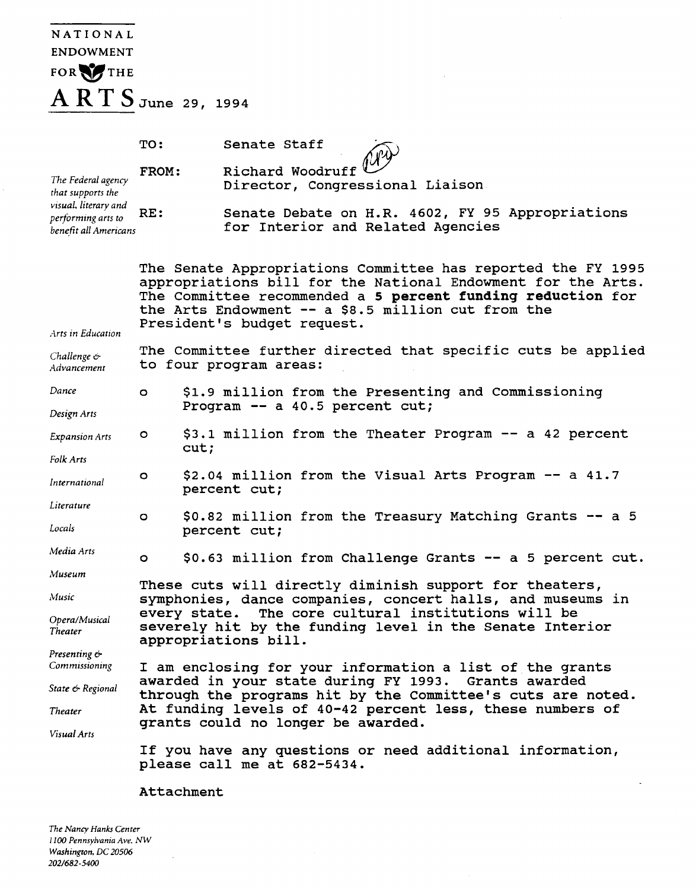NATIONAL ENDOWMENT FOR THE ARTS

June 29, 1994

*The Federal agency that supports the visual, literary and performing arts to benefit all Americans*

TO: Senate Staff

FROM: Richard Woodruff
Director, Congressional Liaison

RE: Senate Debate on H.R. 4602, FY 95 Appropriations for Interior and Related Agencies

The Senate Appropriations Committee has reported the FY 1995 appropriations bill for the National Endowment for the Arts. The Committee recommended a **5 percent funding reduction** for the Arts Endowment -- a $8.5 million cut from the President's budget request.

The Committee further directed that specific cuts be applied to four program areas:

- $1.9 million from the Presenting and Commissioning Program -- a 40.5 percent cut;
- $3.1 million from the Theater Program -- a 42 percent cut;
- $2.04 million from the Visual Arts Program -- a 41.7 percent cut;
- $0.82 million from the Treasury Matching Grants -- a 5 percent cut;
- $0.63 million from Challenge Grants -- a 5 percent cut.

These cuts will directly diminish support for theaters, symphonies, dance companies, concert halls, and museums in every state. The core cultural institutions will be severely hit by the funding level in the Senate Interior appropriations bill.

I am enclosing for your information a list of the grants awarded in your state during FY 1993. Grants awarded through the programs hit by the Committee's cuts are noted. At funding levels of 40-42 percent less, these numbers of grants could no longer be awarded.

If you have any questions or need additional information, please call me at 682-5434.

Attachment

*Arts in Education*
*Challenge & Advancement*
*Dance*
*Design Arts*
*Expansion Arts*
*Folk Arts*
*International*
*Literature*
*Locals*
*Media Arts*
*Museum*
*Music*
*Opera/Musical Theater*
*Presenting & Commissioning*
*State & Regional*
*Theater*
*Visual Arts*

*The Nancy Hanks Center*
*1100 Pennsylvania Ave. NW*
*Washington, DC 20506*
*202/682-5400*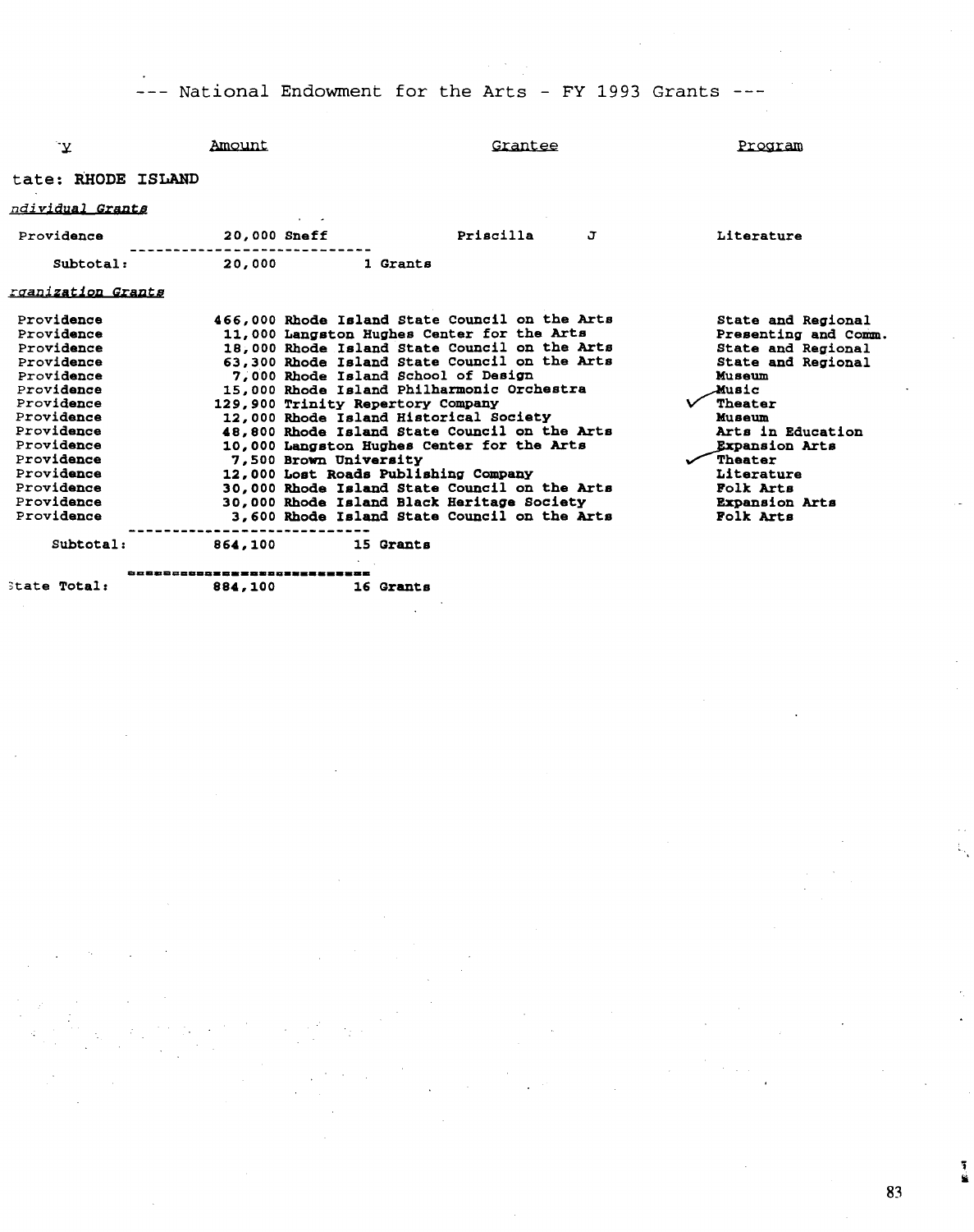# --- National Endowment for the Arts - FY 1993 Grants ---

| ˉy | Amount | Grantee | Program |
|---|---|---|---|

tate: **RHODE ISLAND**

*ndividual Grants*

| | | | |
|---|---|---|---|
| Providence | 20,000 | Sneff Priscilla J | Literature |
| Subtotal: | 20,000 | 1 Grants | |

*rganization Grants*

| | | | |
|---|---|---|---|
| Providence | 466,000 | Rhode Island State Council on the Arts | State and Regional |
| Providence | 11,000 | Langston Hughes Center for the Arts | Presenting and Comm. |
| Providence | 18,000 | Rhode Island State Council on the Arts | State and Regional |
| Providence | 63,300 | Rhode Island State Council on the Arts | State and Regional |
| Providence | 7,000 | Rhode Island School of Design | Museum |
| Providence | 15,000 | Rhode Island Philharmonic Orchestra | Music |
| Providence | 129,900 | Trinity Repertory Company | Theater |
| Providence | 12,000 | Rhode Island Historical Society | Museum |
| Providence | 48,800 | Rhode Island State Council on the Arts | Arts in Education |
| Providence | 10,000 | Langston Hughes Center for the Arts | Expansion Arts |
| Providence | 7,500 | Brown University | Theater |
| Providence | 12,000 | Lost Roads Publishing Company | Literature |
| Providence | 30,000 | Rhode Island State Council on the Arts | Folk Arts |
| Providence | 30,000 | Rhode Island Black Heritage Society | Expansion Arts |
| Providence | 3,600 | Rhode Island State Council on the Arts | Folk Arts |
| Subtotal: | 864,100 | 15 Grants | |

| | | |
|---|---|---|
| State Total: | 884,100 | 16 Grants |